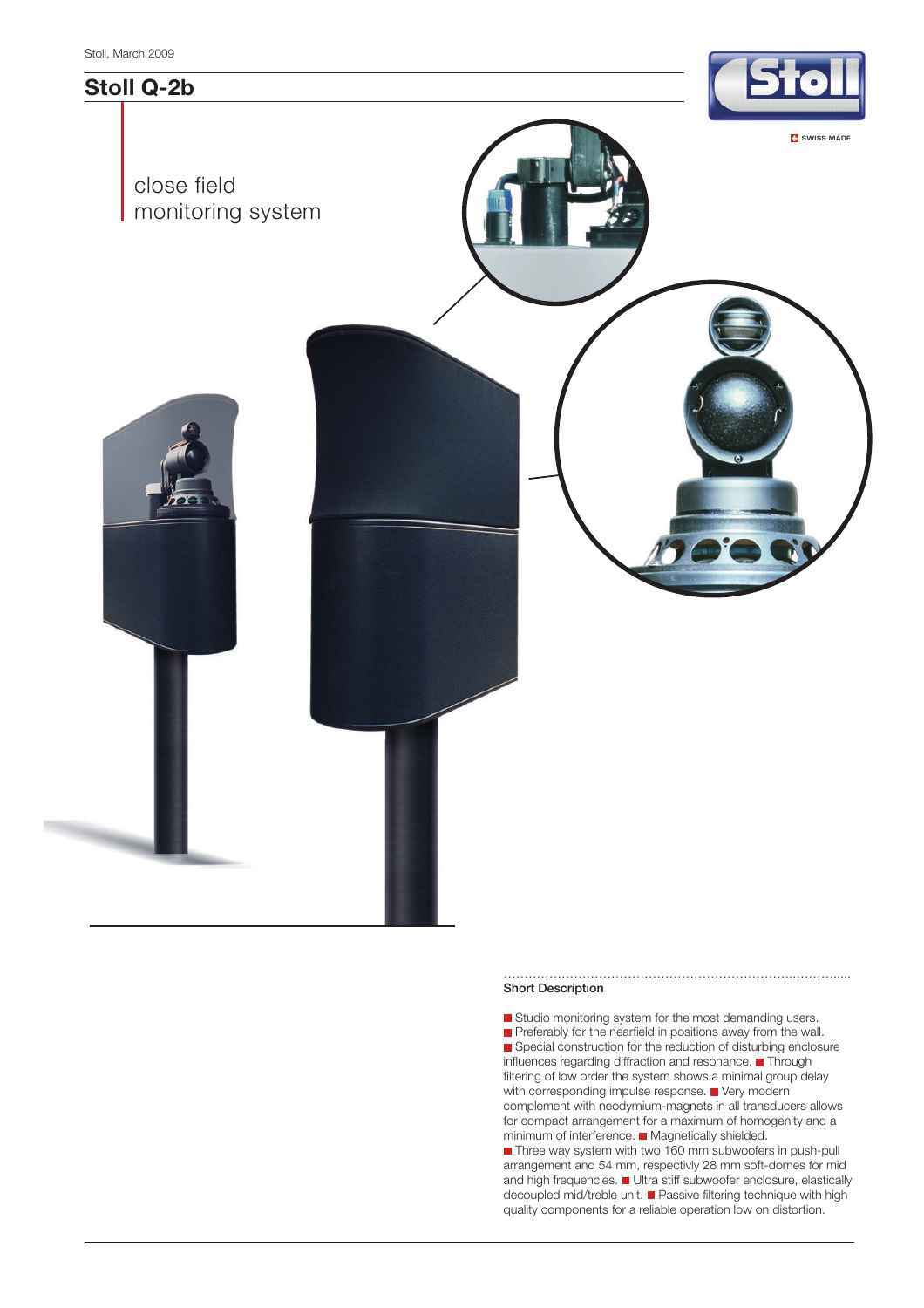Stoll, March 2009

# Stoll Q-2b

SWISS MADE

close field
monitoring system

### Short Description

- Studio monitoring system for the most demanding users.
- Preferably for the nearfield in positions away from the wall.
- Special construction for the reduction of disturbing enclosure influences regarding diffraction and resonance. ■ Through filtering of low order the system shows a minimal group delay with corresponding impulse response. ■ Very modern complement with neodymium-magnets in all transducers allows for compact arrangement for a maximum of homogenity and a minimum of interference. ■ Magnetically shielded.
- Three way system with two 160 mm subwoofers in push-pull arrangement and 54 mm, respectivly 28 mm soft-domes for mid and high frequencies. ■ Ultra stiff subwoofer enclosure, elastically decoupled mid/treble unit. ■ Passive filtering technique with high quality components for a reliable operation low on distortion.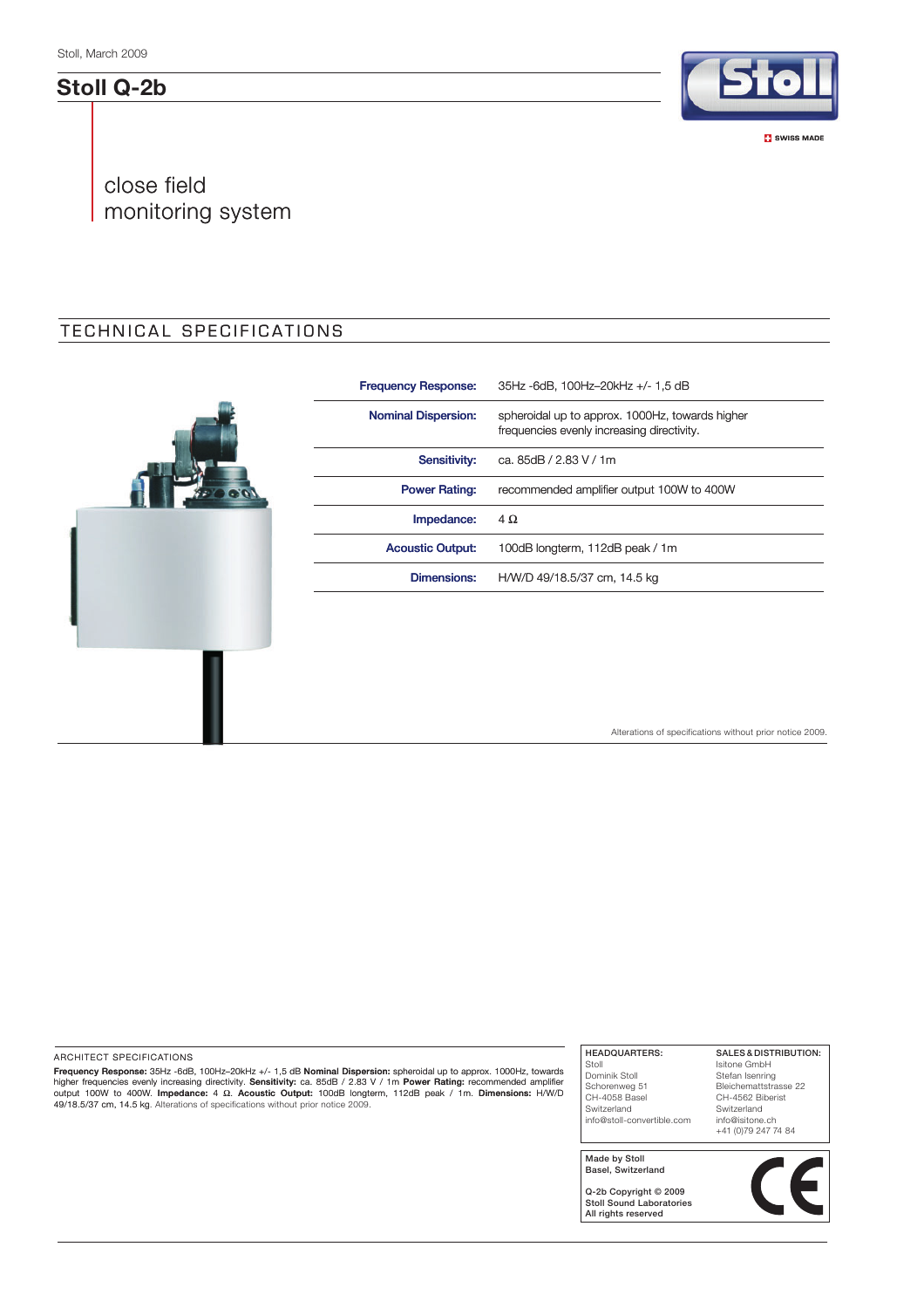Stoll, March 2009

# Stoll Q-2b

SWISS MADE

close field
monitoring system

## TECHNICAL SPECIFICATIONS

| | |
|---|---|
| **Frequency Response:** | 35Hz -6dB, 100Hz–20kHz +/- 1,5 dB |
| **Nominal Dispersion:** | spheroidal up to approx. 1000Hz, towards higher frequencies evenly increasing directivity. |
| **Sensitivity:** | ca. 85dB / 2.83 V / 1m |
| **Power Rating:** | recommended amplifier output 100W to 400W |
| **Impedance:** | 4 Ω |
| **Acoustic Output:** | 100dB longterm, 112dB peak / 1m |
| **Dimensions:** | H/W/D 49/18.5/37 cm, 14.5 kg |

Alterations of specifications without prior notice 2009.

ARCHITECT SPECIFICATIONS

**Frequency Response:** 35Hz -6dB, 100Hz–20kHz +/- 1,5 dB **Nominal Dispersion:** spheroidal up to approx. 1000Hz, towards higher frequencies evenly increasing directivity. **Sensitivity:** ca. 85dB / 2.83 V / 1m **Power Rating:** recommended amplifier output 100W to 400W. **Impedance:** 4 Ω. **Acoustic Output:** 100dB longterm, 112dB peak / 1m. **Dimensions:** H/W/D 49/18.5/37 cm, 14.5 kg. Alterations of specifications without prior notice 2009.

**HEADQUARTERS:**
Stoll
Dominik Stoll
Schorenweg 51
CH-4058 Basel
Switzerland
info@stoll-convertible.com

**SALES & DISTRIBUTION:**
Isitone GmbH
Stefan Isenring
Bleichemattstrasse 22
CH-4562 Biberist
Switzerland
info@isitone.ch
+41 (0)79 247 74 84

Made by Stoll
Basel, Switzerland

Q-2b Copyright © 2009
Stoll Sound Laboratories
All rights reserved

CE